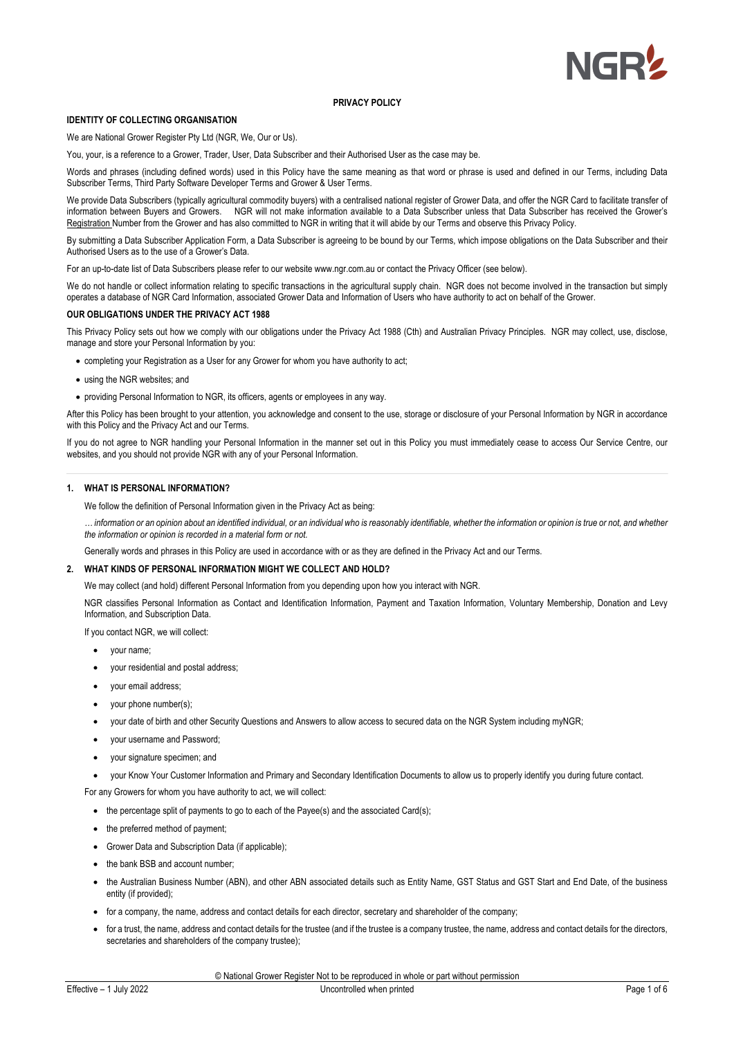NGR

# PRIVACY POLICY

## IDENTITY OF COLLECTING ORGANISATION

We are National Grower Register Pty Ltd (NGR, We, Our or Us).

You, your, is a reference to a Grower, Trader, User, Data Subscriber and their Authorised User as the case may be.

Words and phrases (including defined words) used in this Policy have the same meaning as that word or phrase is used and defined in our Terms, including Data Subscriber Terms, Third Party Software Developer Terms and Grower & User Terms.

We provide Data Subscribers (typically agricultural commodity buyers) with a centralised national register of Grower Data, and offer the NGR Card to facilitate transfer of information between Buyers and Growers. NGR will not make information available to a Data Subscriber unless that Data Subscriber has received the Grower's Registration Number from the Grower and has also committed to NGR in writing that it will abide by our Terms and observe this Privacy Policy.

By submitting a Data Subscriber Application Form, a Data Subscriber is agreeing to be bound by our Terms, which impose obligations on the Data Subscriber and their Authorised Users as to the use of a Grower's Data.

For an up-to-date list of Data Subscribers please refer to our website www.ngr.com.au or contact the Privacy Officer (see below).

We do not handle or collect information relating to specific transactions in the agricultural supply chain. NGR does not become involved in the transaction but simply operates a database of NGR Card Information, associated Grower Data and Information of Users who have authority to act on behalf of the Grower.

## OUR OBLIGATIONS UNDER THE PRIVACY ACT 1988

This Privacy Policy sets out how we comply with our obligations under the Privacy Act 1988 (Cth) and Australian Privacy Principles. NGR may collect, use, disclose, manage and store your Personal Information by you:

- completing your Registration as a User for any Grower for whom you have authority to act;
- using the NGR websites; and
- providing Personal Information to NGR, its officers, agents or employees in any way.

After this Policy has been brought to your attention, you acknowledge and consent to the use, storage or disclosure of your Personal Information by NGR in accordance with this Policy and the Privacy Act and our Terms.

If you do not agree to NGR handling your Personal Information in the manner set out in this Policy you must immediately cease to access Our Service Centre, our websites, and you should not provide NGR with any of your Personal Information.

---

## 1. WHAT IS PERSONAL INFORMATION?

We follow the definition of Personal Information given in the Privacy Act as being:

*… information or an opinion about an identified individual, or an individual who is reasonably identifiable, whether the information or opinion is true or not, and whether the information or opinion is recorded in a material form or not.*

Generally words and phrases in this Policy are used in accordance with or as they are defined in the Privacy Act and our Terms.

## 2. WHAT KINDS OF PERSONAL INFORMATION MIGHT WE COLLECT AND HOLD?

We may collect (and hold) different Personal Information from you depending upon how you interact with NGR.

NGR classifies Personal Information as Contact and Identification Information, Payment and Taxation Information, Voluntary Membership, Donation and Levy Information, and Subscription Data.

If you contact NGR, we will collect:

- your name;
- your residential and postal address;
- your email address;
- your phone number(s);
- your date of birth and other Security Questions and Answers to allow access to secured data on the NGR System including myNGR;
- your username and Password;
- your signature specimen; and
- your Know Your Customer Information and Primary and Secondary Identification Documents to allow us to properly identify you during future contact.

For any Growers for whom you have authority to act, we will collect:

- the percentage split of payments to go to each of the Payee(s) and the associated Card(s);
- the preferred method of payment;
- Grower Data and Subscription Data (if applicable);
- the bank BSB and account number;
- the Australian Business Number (ABN), and other ABN associated details such as Entity Name, GST Status and GST Start and End Date, of the business entity (if provided);
- for a company, the name, address and contact details for each director, secretary and shareholder of the company;
- for a trust, the name, address and contact details for the trustee (and if the trustee is a company trustee, the name, address and contact details for the directors, secretaries and shareholders of the company trustee);

© National Grower Register Not to be reproduced in whole or part without permission

Effective – 1 July 2022 Uncontrolled when printed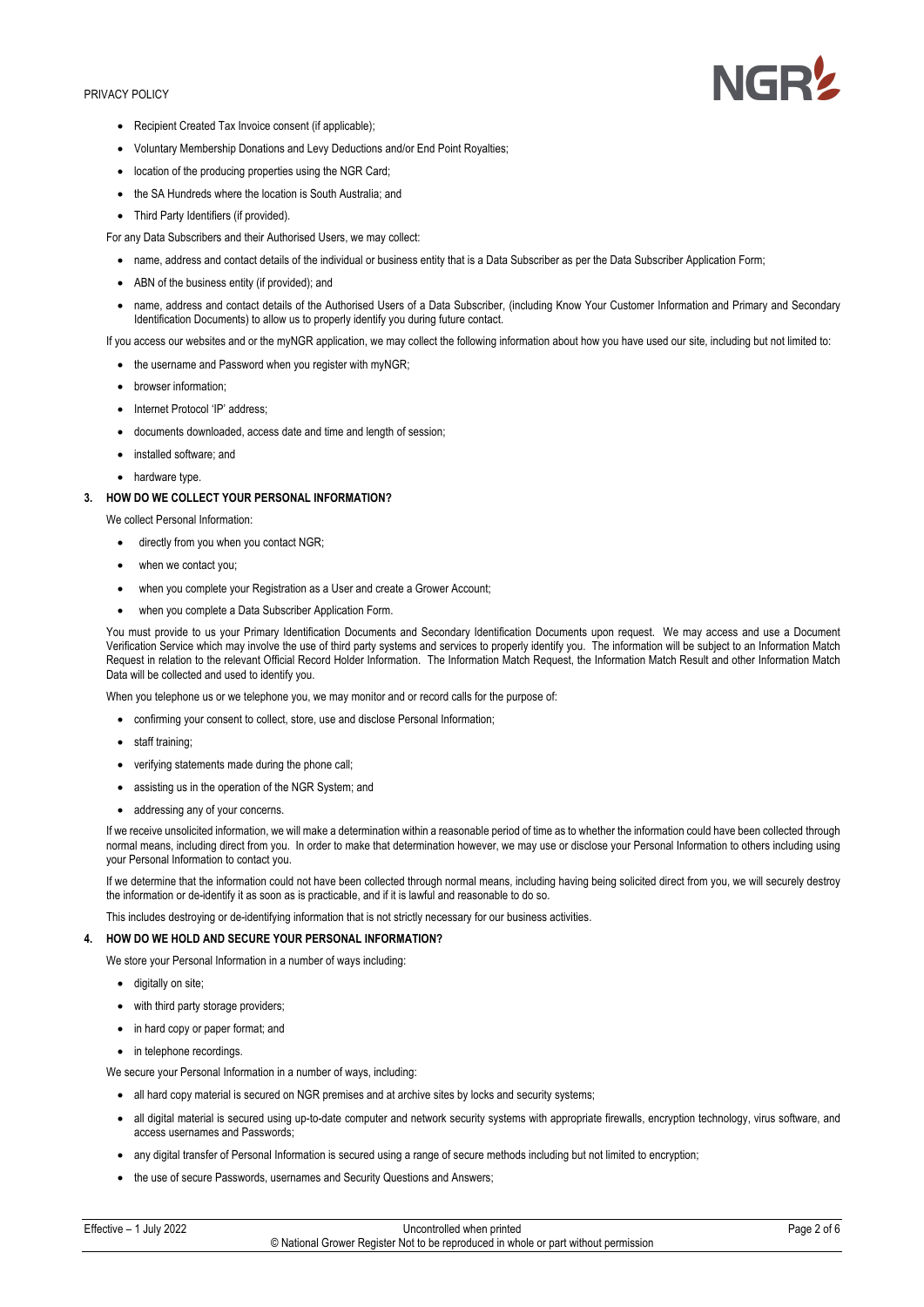- Recipient Created Tax Invoice consent (if applicable);
- Voluntary Membership Donations and Levy Deductions and/or End Point Royalties;
- location of the producing properties using the NGR Card;
- the SA Hundreds where the location is South Australia; and
- Third Party Identifiers (if provided).

For any Data Subscribers and their Authorised Users, we may collect:

- name, address and contact details of the individual or business entity that is a Data Subscriber as per the Data Subscriber Application Form;
- ABN of the business entity (if provided); and
- name, address and contact details of the Authorised Users of a Data Subscriber, (including Know Your Customer Information and Primary and Secondary Identification Documents) to allow us to properly identify you during future contact.

If you access our websites and or the myNGR application, we may collect the following information about how you have used our site, including but not limited to:

- the username and Password when you register with myNGR;
- browser information;
- Internet Protocol 'IP' address;
- documents downloaded, access date and time and length of session;
- installed software; and
- hardware type.

## 3. HOW DO WE COLLECT YOUR PERSONAL INFORMATION?

We collect Personal Information:

- directly from you when you contact NGR;
- when we contact you;
- when you complete your Registration as a User and create a Grower Account;
- when you complete a Data Subscriber Application Form.

You must provide to us your Primary Identification Documents and Secondary Identification Documents upon request. We may access and use a Document Verification Service which may involve the use of third party systems and services to properly identify you. The information will be subject to an Information Match Request in relation to the relevant Official Record Holder Information. The Information Match Request, the Information Match Result and other Information Match Data will be collected and used to identify you.

When you telephone us or we telephone you, we may monitor and or record calls for the purpose of:

- confirming your consent to collect, store, use and disclose Personal Information;
- staff training;
- verifying statements made during the phone call;
- assisting us in the operation of the NGR System; and
- addressing any of your concerns.

If we receive unsolicited information, we will make a determination within a reasonable period of time as to whether the information could have been collected through normal means, including direct from you. In order to make that determination however, we may use or disclose your Personal Information to others including using your Personal Information to contact you.

If we determine that the information could not have been collected through normal means, including having being solicited direct from you, we will securely destroy the information or de-identify it as soon as is practicable, and if it is lawful and reasonable to do so.

This includes destroying or de-identifying information that is not strictly necessary for our business activities.

## 4. HOW DO WE HOLD AND SECURE YOUR PERSONAL INFORMATION?

We store your Personal Information in a number of ways including:

- digitally on site;
- with third party storage providers;
- in hard copy or paper format; and
- in telephone recordings.

We secure your Personal Information in a number of ways, including:

- all hard copy material is secured on NGR premises and at archive sites by locks and security systems;
- all digital material is secured using up-to-date computer and network security systems with appropriate firewalls, encryption technology, virus software, and access usernames and Passwords;
- any digital transfer of Personal Information is secured using a range of secure methods including but not limited to encryption;
- the use of secure Passwords, usernames and Security Questions and Answers;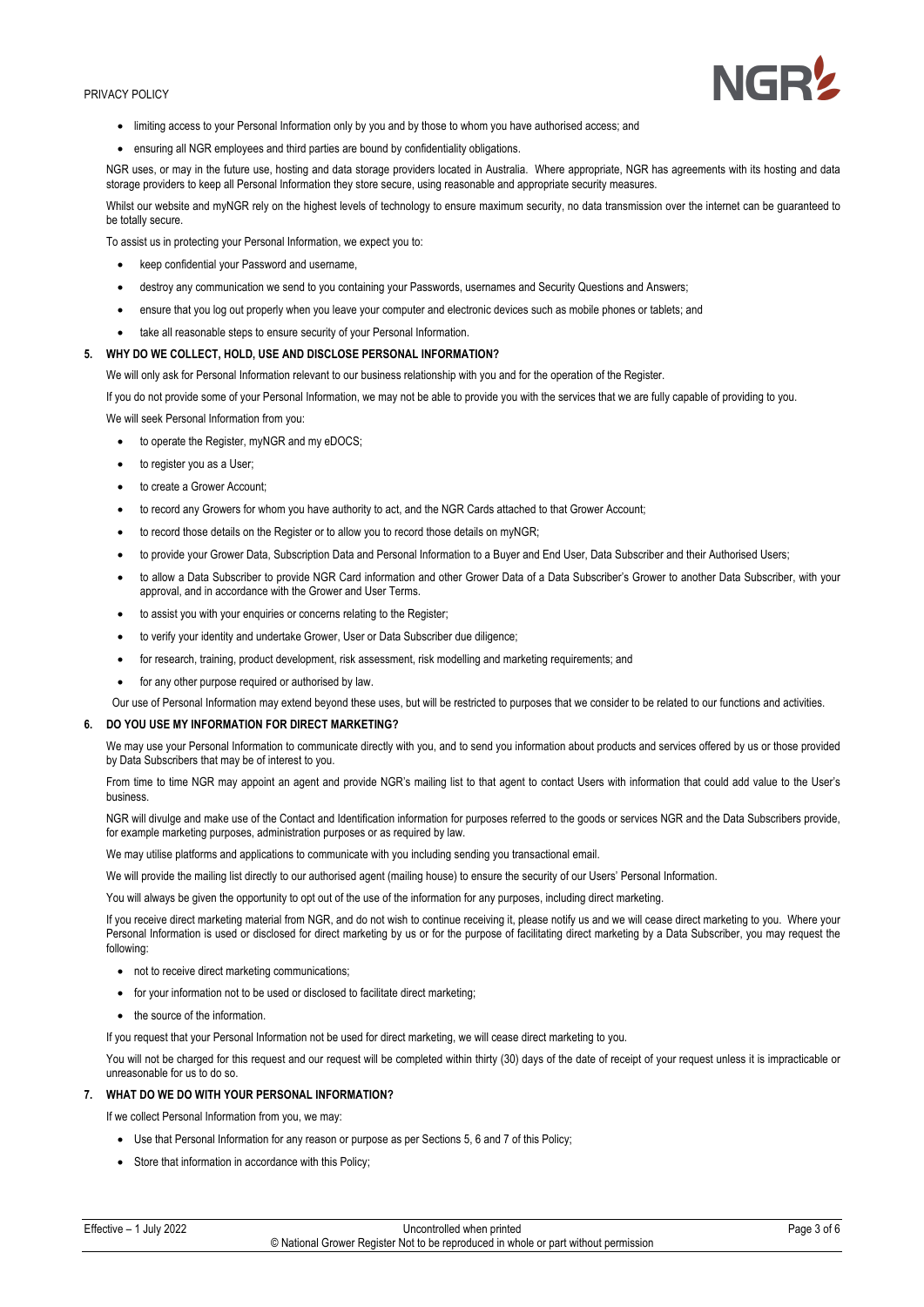- limiting access to your Personal Information only by you and by those to whom you have authorised access; and
- ensuring all NGR employees and third parties are bound by confidentiality obligations.

NGR uses, or may in the future use, hosting and data storage providers located in Australia. Where appropriate, NGR has agreements with its hosting and data storage providers to keep all Personal Information they store secure, using reasonable and appropriate security measures.

Whilst our website and myNGR rely on the highest levels of technology to ensure maximum security, no data transmission over the internet can be guaranteed to be totally secure.

To assist us in protecting your Personal Information, we expect you to:

- keep confidential your Password and username,
- destroy any communication we send to you containing your Passwords, usernames and Security Questions and Answers;
- ensure that you log out properly when you leave your computer and electronic devices such as mobile phones or tablets; and
- take all reasonable steps to ensure security of your Personal Information.

## 5. WHY DO WE COLLECT, HOLD, USE AND DISCLOSE PERSONAL INFORMATION?

We will only ask for Personal Information relevant to our business relationship with you and for the operation of the Register.

If you do not provide some of your Personal Information, we may not be able to provide you with the services that we are fully capable of providing to you.

We will seek Personal Information from you:

- to operate the Register, myNGR and my eDOCS;
- to register you as a User;
- to create a Grower Account;
- to record any Growers for whom you have authority to act, and the NGR Cards attached to that Grower Account;
- to record those details on the Register or to allow you to record those details on myNGR;
- to provide your Grower Data, Subscription Data and Personal Information to a Buyer and End User, Data Subscriber and their Authorised Users;
- to allow a Data Subscriber to provide NGR Card information and other Grower Data of a Data Subscriber's Grower to another Data Subscriber, with your approval, and in accordance with the Grower and User Terms.
- to assist you with your enquiries or concerns relating to the Register;
- to verify your identity and undertake Grower, User or Data Subscriber due diligence;
- for research, training, product development, risk assessment, risk modelling and marketing requirements; and
- for any other purpose required or authorised by law.

Our use of Personal Information may extend beyond these uses, but will be restricted to purposes that we consider to be related to our functions and activities.

## 6. DO YOU USE MY INFORMATION FOR DIRECT MARKETING?

We may use your Personal Information to communicate directly with you, and to send you information about products and services offered by us or those provided by Data Subscribers that may be of interest to you.

From time to time NGR may appoint an agent and provide NGR's mailing list to that agent to contact Users with information that could add value to the User's business.

NGR will divulge and make use of the Contact and Identification information for purposes referred to the goods or services NGR and the Data Subscribers provide, for example marketing purposes, administration purposes or as required by law.

We may utilise platforms and applications to communicate with you including sending you transactional email.

We will provide the mailing list directly to our authorised agent (mailing house) to ensure the security of our Users' Personal Information.

You will always be given the opportunity to opt out of the use of the information for any purposes, including direct marketing.

If you receive direct marketing material from NGR, and do not wish to continue receiving it, please notify us and we will cease direct marketing to you. Where your Personal Information is used or disclosed for direct marketing by us or for the purpose of facilitating direct marketing by a Data Subscriber, you may request the following:

- not to receive direct marketing communications;
- for your information not to be used or disclosed to facilitate direct marketing;
- the source of the information.

If you request that your Personal Information not be used for direct marketing, we will cease direct marketing to you.

You will not be charged for this request and our request will be completed within thirty (30) days of the date of receipt of your request unless it is impracticable or unreasonable for us to do so.

## 7. WHAT DO WE DO WITH YOUR PERSONAL INFORMATION?

If we collect Personal Information from you, we may:

- Use that Personal Information for any reason or purpose as per Sections 5, 6 and 7 of this Policy;
- Store that information in accordance with this Policy;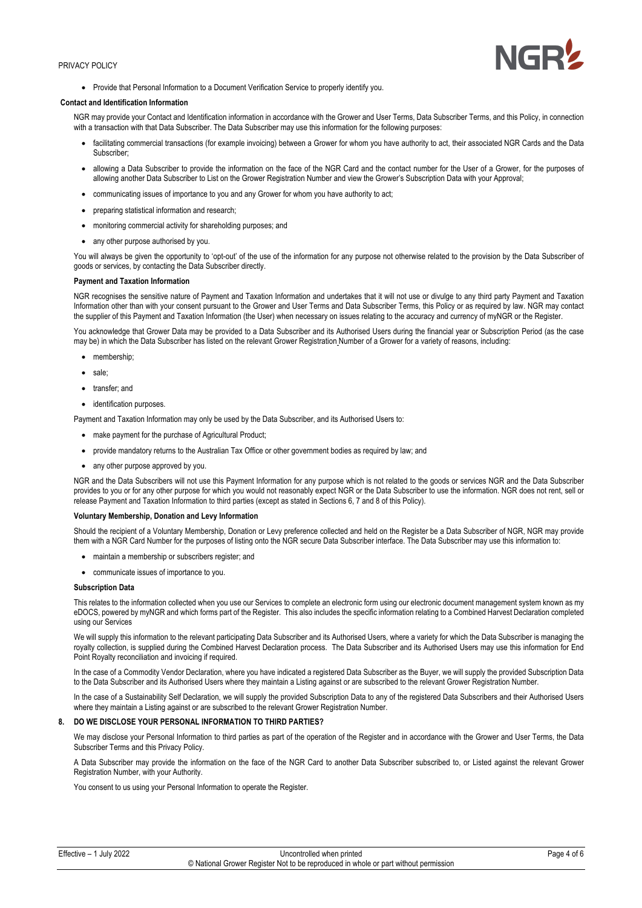- Provide that Personal Information to a Document Verification Service to properly identify you.

**Contact and Identification Information**

NGR may provide your Contact and Identification information in accordance with the Grower and User Terms, Data Subscriber Terms, and this Policy, in connection with a transaction with that Data Subscriber. The Data Subscriber may use this information for the following purposes:

- facilitating commercial transactions (for example invoicing) between a Grower for whom you have authority to act, their associated NGR Cards and the Data Subscriber;
- allowing a Data Subscriber to provide the information on the face of the NGR Card and the contact number for the User of a Grower, for the purposes of allowing another Data Subscriber to List on the Grower Registration Number and view the Grower's Subscription Data with your Approval;
- communicating issues of importance to you and any Grower for whom you have authority to act;
- preparing statistical information and research;
- monitoring commercial activity for shareholding purposes; and
- any other purpose authorised by you.

You will always be given the opportunity to 'opt-out' of the use of the information for any purpose not otherwise related to the provision by the Data Subscriber of goods or services, by contacting the Data Subscriber directly.

**Payment and Taxation Information**

NGR recognises the sensitive nature of Payment and Taxation Information and undertakes that it will not use or divulge to any third party Payment and Taxation Information other than with your consent pursuant to the Grower and User Terms and Data Subscriber Terms, this Policy or as required by law. NGR may contact the supplier of this Payment and Taxation Information (the User) when necessary on issues relating to the accuracy and currency of myNGR or the Register.

You acknowledge that Grower Data may be provided to a Data Subscriber and its Authorised Users during the financial year or Subscription Period (as the case may be) in which the Data Subscriber has listed on the relevant Grower Registration Number of a Grower for a variety of reasons, including:

- membership;
- sale;
- transfer; and
- identification purposes.

Payment and Taxation Information may only be used by the Data Subscriber, and its Authorised Users to:

- make payment for the purchase of Agricultural Product;
- provide mandatory returns to the Australian Tax Office or other government bodies as required by law; and
- any other purpose approved by you.

NGR and the Data Subscribers will not use this Payment Information for any purpose which is not related to the goods or services NGR and the Data Subscriber provides to you or for any other purpose for which you would not reasonably expect NGR or the Data Subscriber to use the information. NGR does not rent, sell or release Payment and Taxation Information to third parties (except as stated in Sections 6, 7 and 8 of this Policy).

**Voluntary Membership, Donation and Levy Information**

Should the recipient of a Voluntary Membership, Donation or Levy preference collected and held on the Register be a Data Subscriber of NGR, NGR may provide them with a NGR Card Number for the purposes of listing onto the NGR secure Data Subscriber interface. The Data Subscriber may use this information to:

- maintain a membership or subscribers register; and
- communicate issues of importance to you.

**Subscription Data**

This relates to the information collected when you use our Services to complete an electronic form using our electronic document management system known as my eDOCS, powered by myNGR and which forms part of the Register. This also includes the specific information relating to a Combined Harvest Declaration completed using our Services

We will supply this information to the relevant participating Data Subscriber and its Authorised Users, where a variety for which the Data Subscriber is managing the royalty collection, is supplied during the Combined Harvest Declaration process. The Data Subscriber and its Authorised Users may use this information for End Point Royalty reconciliation and invoicing if required.

In the case of a Commodity Vendor Declaration, where you have indicated a registered Data Subscriber as the Buyer, we will supply the provided Subscription Data to the Data Subscriber and its Authorised Users where they maintain a Listing against or are subscribed to the relevant Grower Registration Number.

In the case of a Sustainability Self Declaration, we will supply the provided Subscription Data to any of the registered Data Subscribers and their Authorised Users where they maintain a Listing against or are subscribed to the relevant Grower Registration Number.

## 8. DO WE DISCLOSE YOUR PERSONAL INFORMATION TO THIRD PARTIES?

We may disclose your Personal Information to third parties as part of the operation of the Register and in accordance with the Grower and User Terms, the Data Subscriber Terms and this Privacy Policy.

A Data Subscriber may provide the information on the face of the NGR Card to another Data Subscriber subscribed to, or Listed against the relevant Grower Registration Number, with your Authority.

You consent to us using your Personal Information to operate the Register.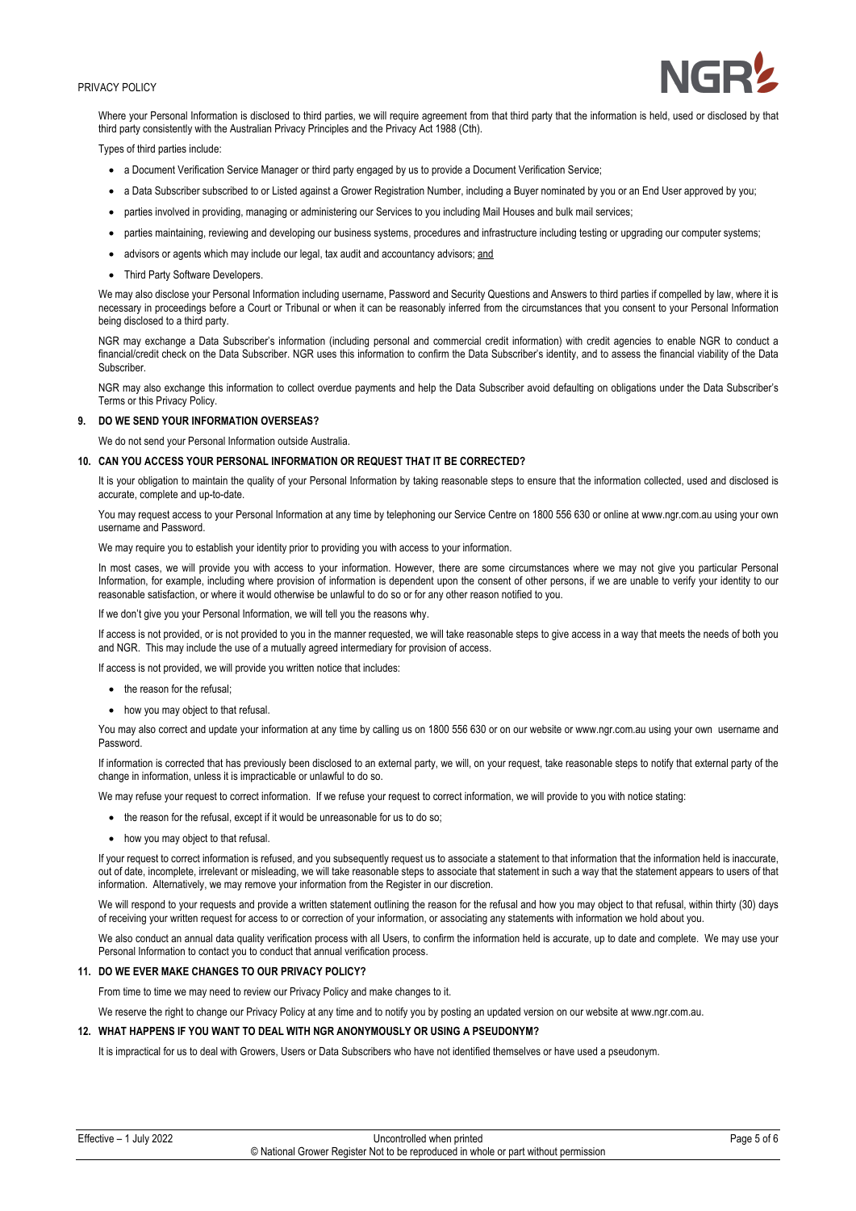Where your Personal Information is disclosed to third parties, we will require agreement from that third party that the information is held, used or disclosed by that third party consistently with the Australian Privacy Principles and the Privacy Act 1988 (Cth).

Types of third parties include:

- a Document Verification Service Manager or third party engaged by us to provide a Document Verification Service;
- a Data Subscriber subscribed to or Listed against a Grower Registration Number, including a Buyer nominated by you or an End User approved by you;
- parties involved in providing, managing or administering our Services to you including Mail Houses and bulk mail services;
- parties maintaining, reviewing and developing our business systems, procedures and infrastructure including testing or upgrading our computer systems;
- advisors or agents which may include our legal, tax audit and accountancy advisors; and
- Third Party Software Developers.

We may also disclose your Personal Information including username, Password and Security Questions and Answers to third parties if compelled by law, where it is necessary in proceedings before a Court or Tribunal or when it can be reasonably inferred from the circumstances that you consent to your Personal Information being disclosed to a third party.

NGR may exchange a Data Subscriber's information (including personal and commercial credit information) with credit agencies to enable NGR to conduct a financial/credit check on the Data Subscriber. NGR uses this information to confirm the Data Subscriber's identity, and to assess the financial viability of the Data Subscriber.

NGR may also exchange this information to collect overdue payments and help the Data Subscriber avoid defaulting on obligations under the Data Subscriber's Terms or this Privacy Policy.

## 9. DO WE SEND YOUR INFORMATION OVERSEAS?

We do not send your Personal Information outside Australia.

## 10. CAN YOU ACCESS YOUR PERSONAL INFORMATION OR REQUEST THAT IT BE CORRECTED?

It is your obligation to maintain the quality of your Personal Information by taking reasonable steps to ensure that the information collected, used and disclosed is accurate, complete and up-to-date.

You may request access to your Personal Information at any time by telephoning our Service Centre on 1800 556 630 or online at www.ngr.com.au using your own username and Password.

We may require you to establish your identity prior to providing you with access to your information.

In most cases, we will provide you with access to your information. However, there are some circumstances where we may not give you particular Personal Information, for example, including where provision of information is dependent upon the consent of other persons, if we are unable to verify your identity to our reasonable satisfaction, or where it would otherwise be unlawful to do so or for any other reason notified to you.

If we don't give you your Personal Information, we will tell you the reasons why.

If access is not provided, or is not provided to you in the manner requested, we will take reasonable steps to give access in a way that meets the needs of both you and NGR. This may include the use of a mutually agreed intermediary for provision of access.

If access is not provided, we will provide you written notice that includes:

- the reason for the refusal;
- how you may object to that refusal.

You may also correct and update your information at any time by calling us on 1800 556 630 or on our website or www.ngr.com.au using your own username and Password.

If information is corrected that has previously been disclosed to an external party, we will, on your request, take reasonable steps to notify that external party of the change in information, unless it is impracticable or unlawful to do so.

We may refuse your request to correct information. If we refuse your request to correct information, we will provide to you with notice stating:

- the reason for the refusal, except if it would be unreasonable for us to do so;
- how you may object to that refusal.

If your request to correct information is refused, and you subsequently request us to associate a statement to that information that the information held is inaccurate, out of date, incomplete, irrelevant or misleading, we will take reasonable steps to associate that statement in such a way that the statement appears to users of that information. Alternatively, we may remove your information from the Register in our discretion.

We will respond to your requests and provide a written statement outlining the reason for the refusal and how you may object to that refusal, within thirty (30) days of receiving your written request for access to or correction of your information, or associating any statements with information we hold about you.

We also conduct an annual data quality verification process with all Users, to confirm the information held is accurate, up to date and complete. We may use your Personal Information to contact you to conduct that annual verification process.

## 11. DO WE EVER MAKE CHANGES TO OUR PRIVACY POLICY?

From time to time we may need to review our Privacy Policy and make changes to it.

We reserve the right to change our Privacy Policy at any time and to notify you by posting an updated version on our website at www.ngr.com.au.

## 12. WHAT HAPPENS IF YOU WANT TO DEAL WITH NGR ANONYMOUSLY OR USING A PSEUDONYM?

It is impractical for us to deal with Growers, Users or Data Subscribers who have not identified themselves or have used a pseudonym.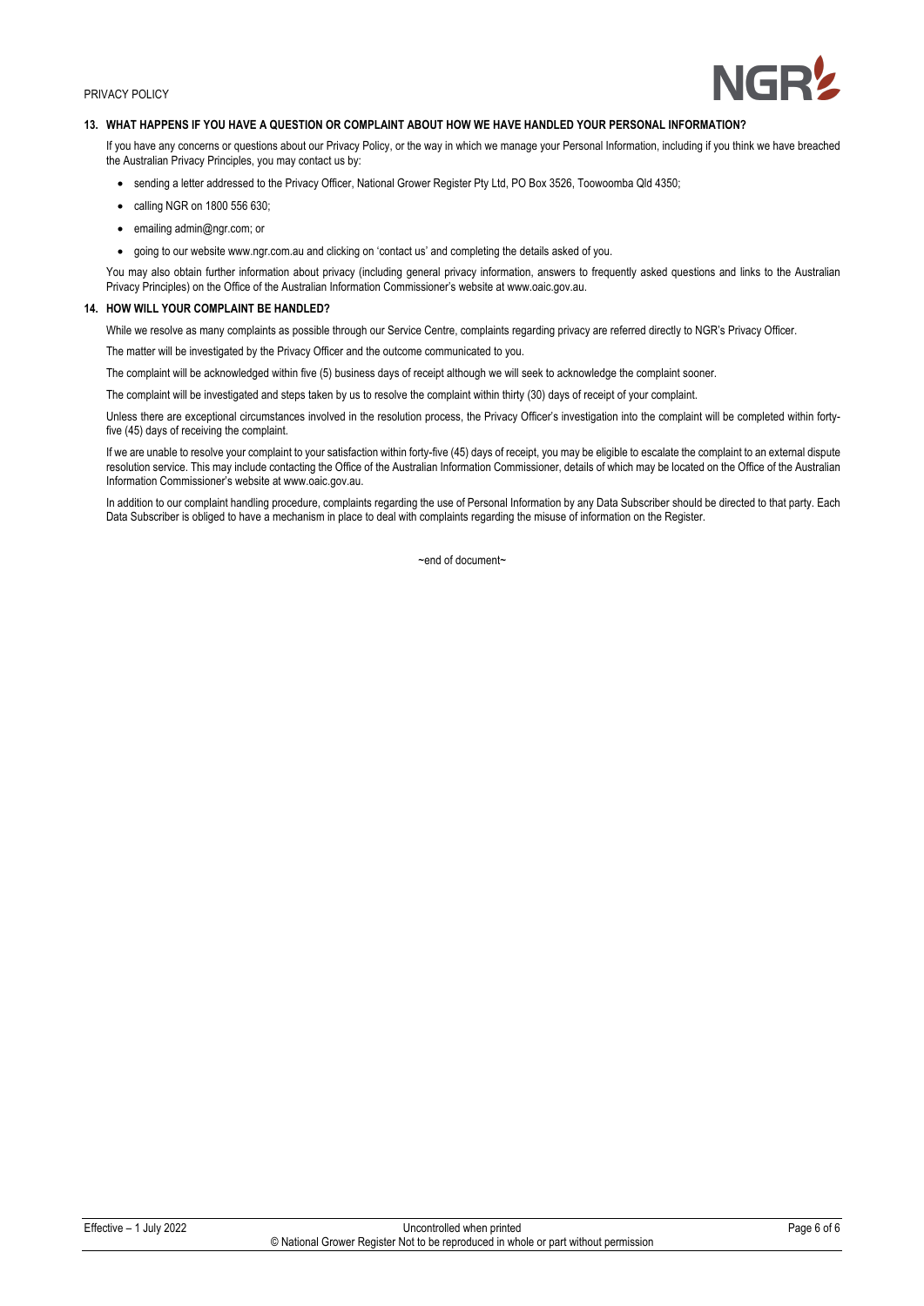## 13. WHAT HAPPENS IF YOU HAVE A QUESTION OR COMPLAINT ABOUT HOW WE HAVE HANDLED YOUR PERSONAL INFORMATION?

If you have any concerns or questions about our Privacy Policy, or the way in which we manage your Personal Information, including if you think we have breached the Australian Privacy Principles, you may contact us by:

- sending a letter addressed to the Privacy Officer, National Grower Register Pty Ltd, PO Box 3526, Toowoomba Qld 4350;
- calling NGR on 1800 556 630;
- emailing admin@ngr.com; or
- going to our website www.ngr.com.au and clicking on 'contact us' and completing the details asked of you.

You may also obtain further information about privacy (including general privacy information, answers to frequently asked questions and links to the Australian Privacy Principles) on the Office of the Australian Information Commissioner's website at www.oaic.gov.au.

## 14. HOW WILL YOUR COMPLAINT BE HANDLED?

While we resolve as many complaints as possible through our Service Centre, complaints regarding privacy are referred directly to NGR's Privacy Officer.

The matter will be investigated by the Privacy Officer and the outcome communicated to you.

The complaint will be acknowledged within five (5) business days of receipt although we will seek to acknowledge the complaint sooner.

The complaint will be investigated and steps taken by us to resolve the complaint within thirty (30) days of receipt of your complaint.

Unless there are exceptional circumstances involved in the resolution process, the Privacy Officer's investigation into the complaint will be completed within forty-five (45) days of receiving the complaint.

If we are unable to resolve your complaint to your satisfaction within forty-five (45) days of receipt, you may be eligible to escalate the complaint to an external dispute resolution service. This may include contacting the Office of the Australian Information Commissioner, details of which may be located on the Office of the Australian Information Commissioner's website at www.oaic.gov.au.

In addition to our complaint handling procedure, complaints regarding the use of Personal Information by any Data Subscriber should be directed to that party. Each Data Subscriber is obliged to have a mechanism in place to deal with complaints regarding the misuse of information on the Register.

~end of document~